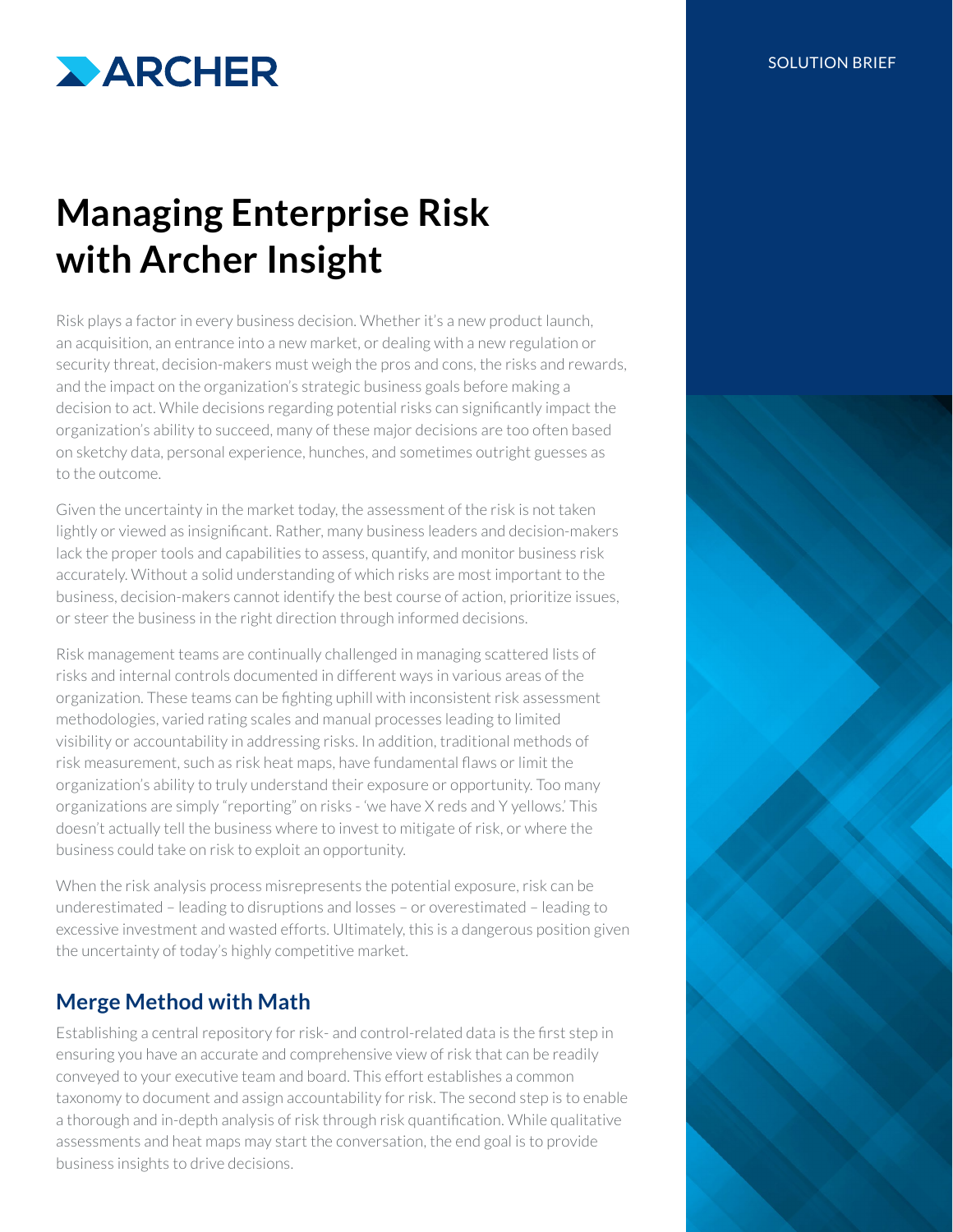ARCHER

SOLUTION BRIEF

# Managing Enterprise Risk with Archer Insight

Risk plays a factor in every business decision. Whether it's a new product launch, an acquisition, an entrance into a new market, or dealing with a new regulation or security threat, decision-makers must weigh the pros and cons, the risks and rewards, and the impact on the organization's strategic business goals before making a decision to act. While decisions regarding potential risks can significantly impact the organization's ability to succeed, many of these major decisions are too often based on sketchy data, personal experience, hunches, and sometimes outright guesses as to the outcome.

Given the uncertainty in the market today, the assessment of the risk is not taken lightly or viewed as insignificant. Rather, many business leaders and decision-makers lack the proper tools and capabilities to assess, quantify, and monitor business risk accurately. Without a solid understanding of which risks are most important to the business, decision-makers cannot identify the best course of action, prioritize issues, or steer the business in the right direction through informed decisions.

Risk management teams are continually challenged in managing scattered lists of risks and internal controls documented in different ways in various areas of the organization. These teams can be fighting uphill with inconsistent risk assessment methodologies, varied rating scales and manual processes leading to limited visibility or accountability in addressing risks. In addition, traditional methods of risk measurement, such as risk heat maps, have fundamental flaws or limit the organization's ability to truly understand their exposure or opportunity. Too many organizations are simply "reporting" on risks - 'we have X reds and Y yellows.' This doesn't actually tell the business where to invest to mitigate of risk, or where the business could take on risk to exploit an opportunity.

When the risk analysis process misrepresents the potential exposure, risk can be underestimated – leading to disruptions and losses – or overestimated – leading to excessive investment and wasted efforts. Ultimately, this is a dangerous position given the uncertainty of today's highly competitive market.

## Merge Method with Math

Establishing a central repository for risk- and control-related data is the first step in ensuring you have an accurate and comprehensive view of risk that can be readily conveyed to your executive team and board. This effort establishes a common taxonomy to document and assign accountability for risk. The second step is to enable a thorough and in-depth analysis of risk through risk quantification. While qualitative assessments and heat maps may start the conversation, the end goal is to provide business insights to drive decisions.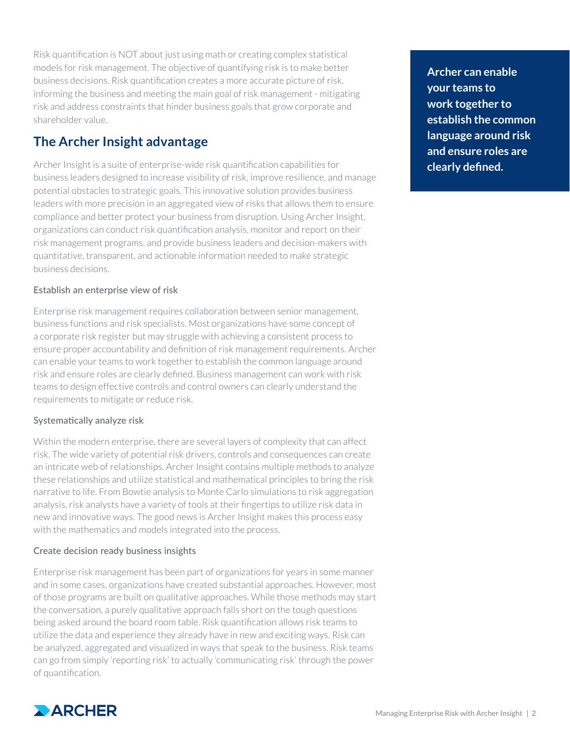Risk quantification is NOT about just using math or creating complex statistical models for risk management. The objective of quantifying risk is to make better business decisions. Risk quantification creates a more accurate picture of risk, informing the business and meeting the main goal of risk management - mitigating risk and address constraints that hinder business goals that grow corporate and shareholder value.

## The Archer Insight advantage

Archer Insight is a suite of enterprise-wide risk quantification capabilities for business leaders designed to increase visibility of risk, improve resilience, and manage potential obstacles to strategic goals. This innovative solution provides business leaders with more precision in an aggregated view of risks that allows them to ensure compliance and better protect your business from disruption. Using Archer Insight, organizations can conduct risk quantification analysis, monitor and report on their risk management programs, and provide business leaders and decision-makers with quantitative, transparent, and actionable information needed to make strategic business decisions.

### Establish an enterprise view of risk

Enterprise risk management requires collaboration between senior management, business functions and risk specialists. Most organizations have some concept of a corporate risk register but may struggle with achieving a consistent process to ensure proper accountability and definition of risk management requirements. Archer can enable your teams to work together to establish the common language around risk and ensure roles are clearly defined. Business management can work with risk teams to design effective controls and control owners can clearly understand the requirements to mitigate or reduce risk.

**Archer can enable your teams to work together to establish the common language around risk and ensure roles are clearly defined.**

### Systematically analyze risk

Within the modern enterprise, there are several layers of complexity that can affect risk. The wide variety of potential risk drivers, controls and consequences can create an intricate web of relationships. Archer Insight contains multiple methods to analyze these relationships and utilize statistical and mathematical principles to bring the risk narrative to life. From Bowtie analysis to Monte Carlo simulations to risk aggregation analysis, risk analysts have a variety of tools at their fingertips to utilize risk data in new and innovative ways. The good news is Archer Insight makes this process easy with the mathematics and models integrated into the process.

### Create decision ready business insights

Enterprise risk management has been part of organizations for years in some manner and in some cases, organizations have created substantial approaches. However, most of those programs are built on qualitative approaches. While those methods may start the conversation, a purely qualitative approach falls short on the tough questions being asked around the board room table. Risk quantification allows risk teams to utilize the data and experience they already have in new and exciting ways. Risk can be analyzed, aggregated and visualized in ways that speak to the business. Risk teams can go from simply 'reporting risk' to actually 'communicating risk' through the power of quantification.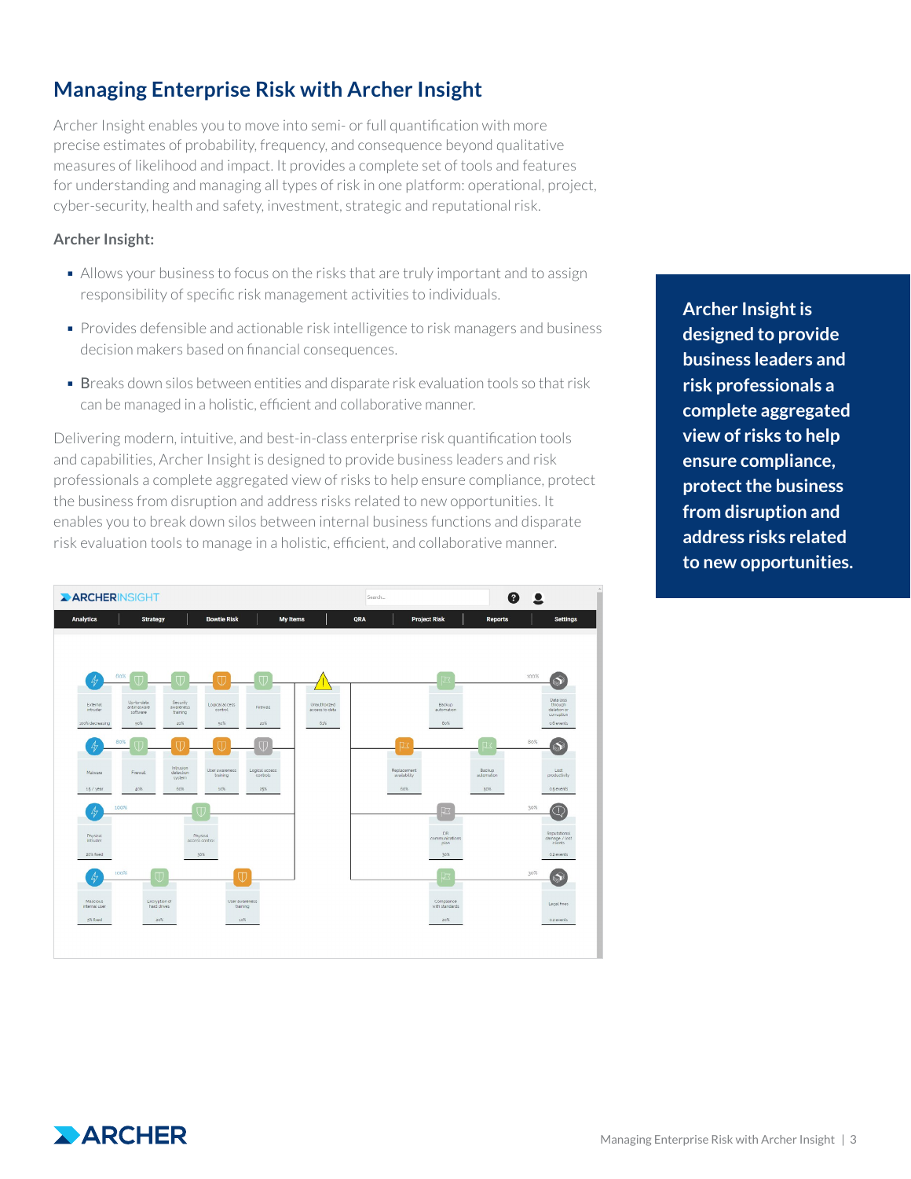# Managing Enterprise Risk with Archer Insight

Archer Insight enables you to move into semi- or full quantification with more precise estimates of probability, frequency, and consequence beyond qualitative measures of likelihood and impact. It provides a complete set of tools and features for understanding and managing all types of risk in one platform: operational, project, cyber-security, health and safety, investment, strategic and reputational risk.

**Archer Insight:**

- Allows your business to focus on the risks that are truly important and to assign responsibility of specific risk management activities to individuals.
- Provides defensible and actionable risk intelligence to risk managers and business decision makers based on financial consequences.
- Breaks down silos between entities and disparate risk evaluation tools so that risk can be managed in a holistic, efficient and collaborative manner.

Delivering modern, intuitive, and best-in-class enterprise risk quantification tools and capabilities, Archer Insight is designed to provide business leaders and risk professionals a complete aggregated view of risks to help ensure compliance, protect the business from disruption and address risks related to new opportunities. It enables you to break down silos between internal business functions and disparate risk evaluation tools to manage in a holistic, efficient, and collaborative manner.

**Archer Insight is designed to provide business leaders and risk professionals a complete aggregated view of risks to help ensure compliance, protect the business from disruption and address risks related to new opportunities.**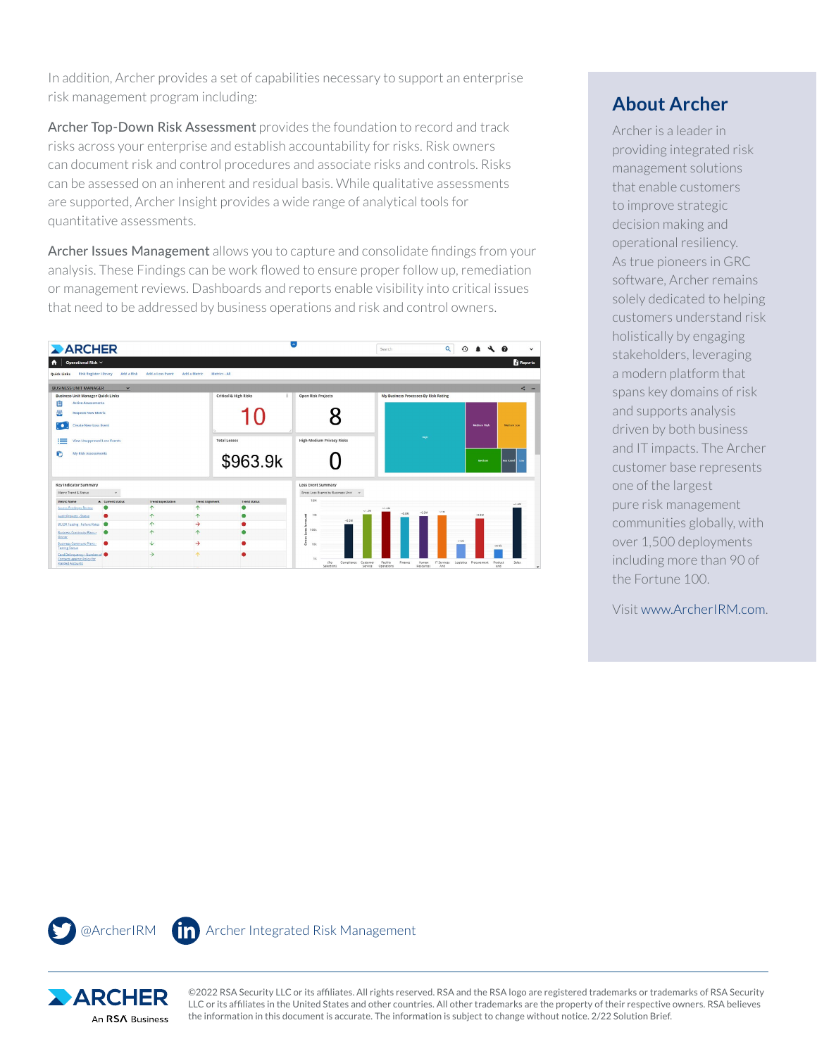In addition, Archer provides a set of capabilities necessary to support an enterprise risk management program including:

**Archer Top-Down Risk Assessment** provides the foundation to record and track risks across your enterprise and establish accountability for risks. Risk owners can document risk and control procedures and associate risks and controls. Risks can be assessed on an inherent and residual basis. While qualitative assessments are supported, Archer Insight provides a wide range of analytical tools for quantitative assessments.

**Archer Issues Management** allows you to capture and consolidate findings from your analysis. These Findings can be work flowed to ensure proper follow up, remediation or management reviews. Dashboards and reports enable visibility into critical issues that need to be addressed by business operations and risk and control owners.

## About Archer

Archer is a leader in providing integrated risk management solutions that enable customers to improve strategic decision making and operational resiliency. As true pioneers in GRC software, Archer remains solely dedicated to helping customers understand risk holistically by engaging stakeholders, leveraging a modern platform that spans key domains of risk and supports analysis driven by both business and IT impacts. The Archer customer base represents one of the largest pure risk management communities globally, with over 1,500 deployments including more than 90 of the Fortune 100.

Visit www.ArcherIRM.com.

@ArcherIRM

Archer Integrated Risk Management

©2022 RSA Security LLC or its affiliates. All rights reserved. RSA and the RSA logo are registered trademarks or trademarks of RSA Security LLC or its affiliates in the United States and other countries. All other trademarks are the property of their respective owners. RSA believes the information in this document is accurate. The information is subject to change without notice. 2/22 Solution Brief.